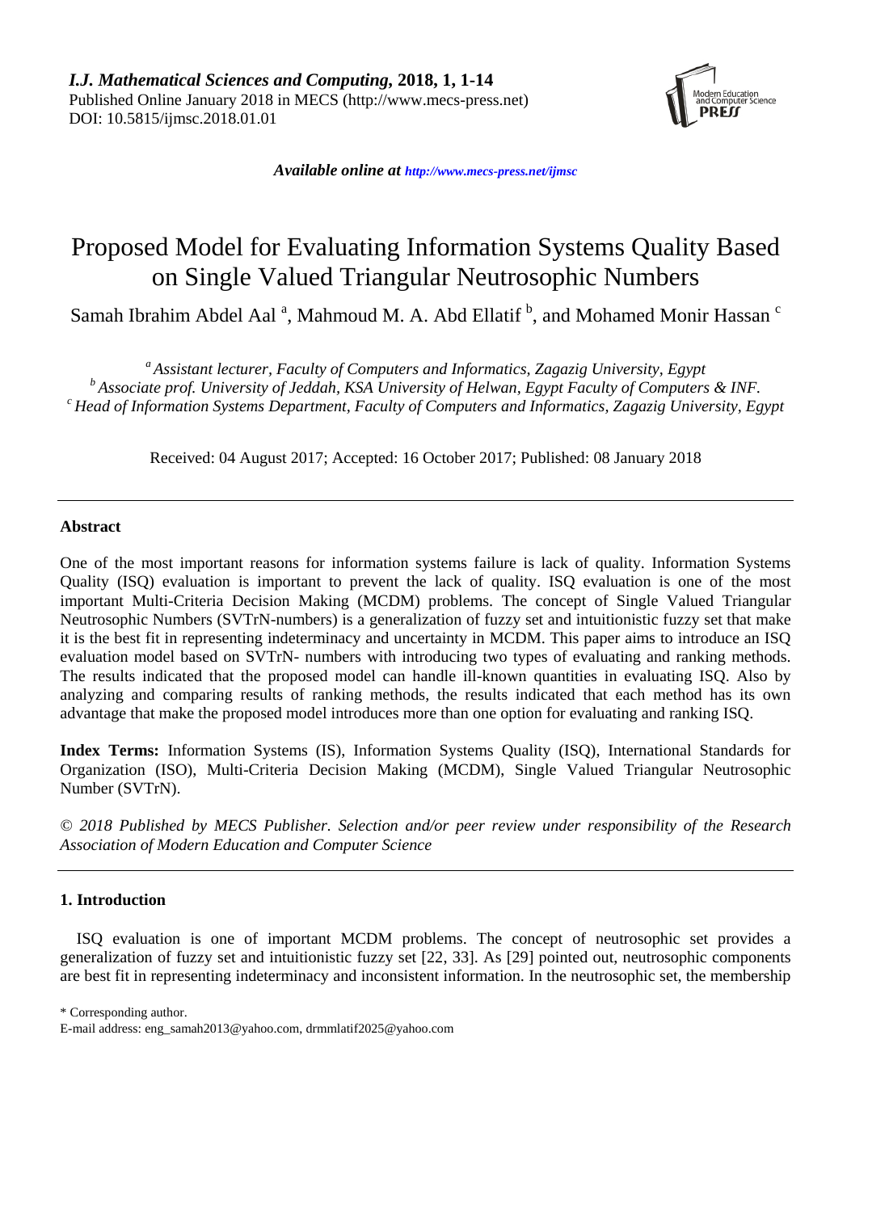*Available online at http://www.mecs-press.net/ijmsc*

# Proposed Model for Evaluating Information Systems Quality Based on Single Valued Triangular Neutrosophic Numbers

Samah Ibrahim Abdel Aal [a], Mahmoud M. A. Abd Ellatif [b], and Mohamed Monir Hassan [c]

[a] *Assistant lecturer, Faculty of Computers and Informatics, Zagazig University, Egypt*
[b] *Associate prof. University of Jeddah, KSA University of Helwan, Egypt Faculty of Computers & INF.*
[c] *Head of Information Systems Department, Faculty of Computers and Informatics, Zagazig University, Egypt*

Received: 04 August 2017; Accepted: 16 October 2017; Published: 08 January 2018

---

### Abstract

One of the most important reasons for information systems failure is lack of quality. Information Systems Quality (ISQ) evaluation is important to prevent the lack of quality. ISQ evaluation is one of the most important Multi-Criteria Decision Making (MCDM) problems. The concept of Single Valued Triangular Neutrosophic Numbers (SVTrN-numbers) is a generalization of fuzzy set and intuitionistic fuzzy set that make it is the best fit in representing indeterminacy and uncertainty in MCDM. This paper aims to introduce an ISQ evaluation model based on SVTrN- numbers with introducing two types of evaluating and ranking methods. The results indicated that the proposed model can handle ill-known quantities in evaluating ISQ. Also by analyzing and comparing results of ranking methods, the results indicated that each method has its own advantage that make the proposed model introduces more than one option for evaluating and ranking ISQ.

**Index Terms:** Information Systems (IS), Information Systems Quality (ISQ), International Standards for Organization (ISO), Multi-Criteria Decision Making (MCDM), Single Valued Triangular Neutrosophic Number (SVTrN).

*© 2018 Published by MECS Publisher. Selection and/or peer review under responsibility of the Research Association of Modern Education and Computer Science*

---

### 1. Introduction

ISQ evaluation is one of important MCDM problems. The concept of neutrosophic set provides a generalization of fuzzy set and intuitionistic fuzzy set [22, 33]. As [29] pointed out, neutrosophic components are best fit in representing indeterminacy and inconsistent information. In the neutrosophic set, the membership

\* Corresponding author.
E-mail address: eng_samah2013@yahoo.com, drmmlatif2025@yahoo.com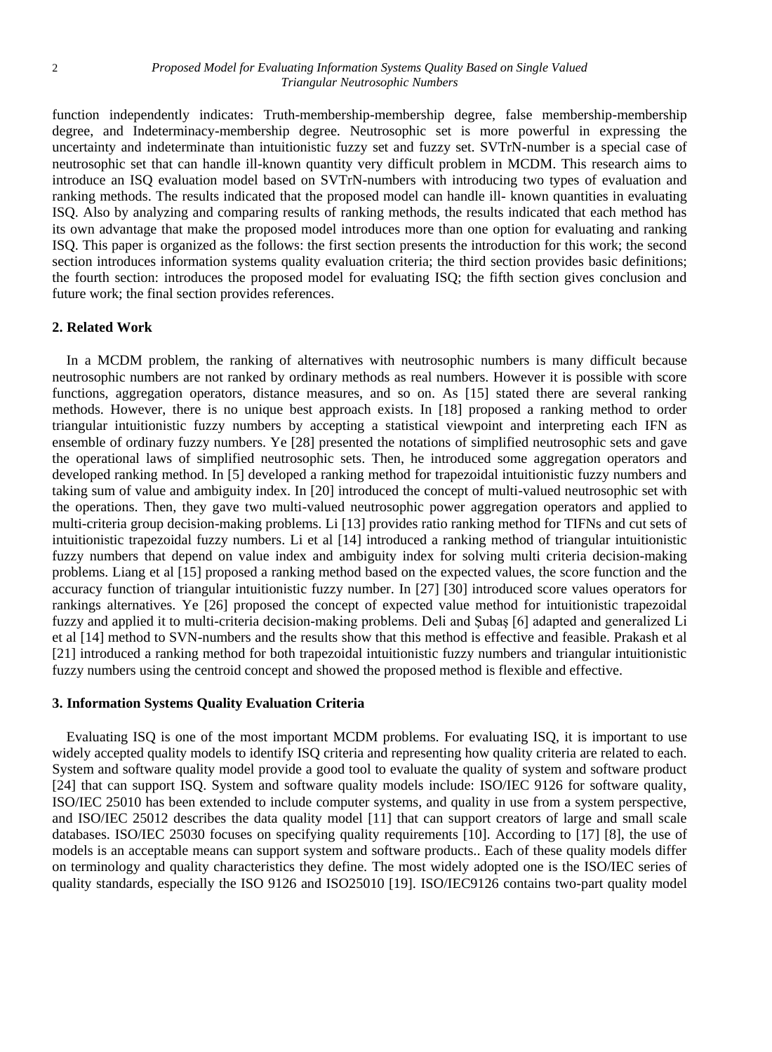function independently indicates: Truth-membership-membership degree, false membership-membership degree, and Indeterminacy-membership degree. Neutrosophic set is more powerful in expressing the uncertainty and indeterminate than intuitionistic fuzzy set and fuzzy set. SVTrN-number is a special case of neutrosophic set that can handle ill-known quantity very difficult problem in MCDM. This research aims to introduce an ISQ evaluation model based on SVTrN-numbers with introducing two types of evaluation and ranking methods. The results indicated that the proposed model can handle ill- known quantities in evaluating ISQ. Also by analyzing and comparing results of ranking methods, the results indicated that each method has its own advantage that make the proposed model introduces more than one option for evaluating and ranking ISQ. This paper is organized as the follows: the first section presents the introduction for this work; the second section introduces information systems quality evaluation criteria; the third section provides basic definitions; the fourth section: introduces the proposed model for evaluating ISQ; the fifth section gives conclusion and future work; the final section provides references.

## 2. Related Work

In a MCDM problem, the ranking of alternatives with neutrosophic numbers is many difficult because neutrosophic numbers are not ranked by ordinary methods as real numbers. However it is possible with score functions, aggregation operators, distance measures, and so on. As [15] stated there are several ranking methods. However, there is no unique best approach exists. In [18] proposed a ranking method to order triangular intuitionistic fuzzy numbers by accepting a statistical viewpoint and interpreting each IFN as ensemble of ordinary fuzzy numbers. Ye [28] presented the notations of simplified neutrosophic sets and gave the operational laws of simplified neutrosophic sets. Then, he introduced some aggregation operators and developed ranking method. In [5] developed a ranking method for trapezoidal intuitionistic fuzzy numbers and taking sum of value and ambiguity index. In [20] introduced the concept of multi-valued neutrosophic set with the operations. Then, they gave two multi-valued neutrosophic power aggregation operators and applied to multi-criteria group decision-making problems. Li [13] provides ratio ranking method for TIFNs and cut sets of intuitionistic trapezoidal fuzzy numbers. Li et al [14] introduced a ranking method of triangular intuitionistic fuzzy numbers that depend on value index and ambiguity index for solving multi criteria decision-making problems. Liang et al [15] proposed a ranking method based on the expected values, the score function and the accuracy function of triangular intuitionistic fuzzy number. In [27] [30] introduced score values operators for rankings alternatives. Ye [26] proposed the concept of expected value method for intuitionistic trapezoidal fuzzy and applied it to multi-criteria decision-making problems. Deli and Şubaş [6] adapted and generalized Li et al [14] method to SVN-numbers and the results show that this method is effective and feasible. Prakash et al [21] introduced a ranking method for both trapezoidal intuitionistic fuzzy numbers and triangular intuitionistic fuzzy numbers using the centroid concept and showed the proposed method is flexible and effective.

## 3. Information Systems Quality Evaluation Criteria

Evaluating ISQ is one of the most important MCDM problems. For evaluating ISQ, it is important to use widely accepted quality models to identify ISQ criteria and representing how quality criteria are related to each. System and software quality model provide a good tool to evaluate the quality of system and software product [24] that can support ISQ. System and software quality models include: ISO/IEC 9126 for software quality, ISO/IEC 25010 has been extended to include computer systems, and quality in use from a system perspective, and ISO/IEC 25012 describes the data quality model [11] that can support creators of large and small scale databases. ISO/IEC 25030 focuses on specifying quality requirements [10]. According to [17] [8], the use of models is an acceptable means can support system and software products.. Each of these quality models differ on terminology and quality characteristics they define. The most widely adopted one is the ISO/IEC series of quality standards, especially the ISO 9126 and ISO25010 [19]. ISO/IEC9126 contains two-part quality model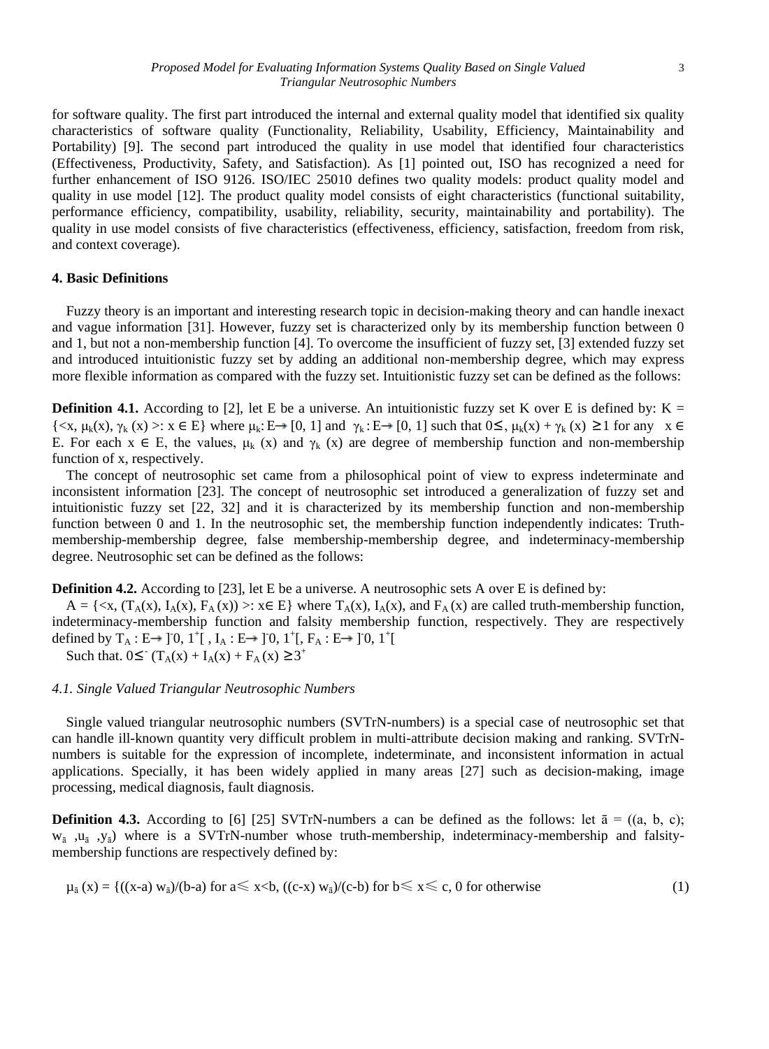for software quality. The first part introduced the internal and external quality model that identified six quality characteristics of software quality (Functionality, Reliability, Usability, Efficiency, Maintainability and Portability) [9]. The second part introduced the quality in use model that identified four characteristics (Effectiveness, Productivity, Safety, and Satisfaction). As [1] pointed out, ISO has recognized a need for further enhancement of ISO 9126. ISO/IEC 25010 defines two quality models: product quality model and quality in use model [12]. The product quality model consists of eight characteristics (functional suitability, performance efficiency, compatibility, usability, reliability, security, maintainability and portability). The quality in use model consists of five characteristics (effectiveness, efficiency, satisfaction, freedom from risk, and context coverage).

### 4. Basic Definitions

Fuzzy theory is an important and interesting research topic in decision-making theory and can handle inexact and vague information [31]. However, fuzzy set is characterized only by its membership function between 0 and 1, but not a non-membership function [4]. To overcome the insufficient of fuzzy set, [3] extended fuzzy set and introduced intuitionistic fuzzy set by adding an additional non-membership degree, which may express more flexible information as compared with the fuzzy set. Intuitionistic fuzzy set can be defined as the follows:

**Definition 4.1.** According to [2], let E be a universe. An intuitionistic fuzzy set K over E is defined by: $K = \{<x, \mu_k(x), \gamma_k(x)>: x \in E\}$ where $\mu_k: E \rightarrow [0, 1]$ and $\gamma_k: E \rightarrow [0, 1]$ such that $0 \leq, \mu_k(x) + \gamma_k(x) \geq 1$ for any $x \in E$. For each $x \in E$, the values, $\mu_k(x)$ and $\gamma_k(x)$ are degree of membership function and non-membership function of x, respectively.

The concept of neutrosophic set came from a philosophical point of view to express indeterminate and inconsistent information [23]. The concept of neutrosophic set introduced a generalization of fuzzy set and intuitionistic fuzzy set [22, 32] and it is characterized by its membership function and non-membership function between 0 and 1. In the neutrosophic set, the membership function independently indicates: Truth-membership-membership degree, false membership-membership degree, and indeterminacy-membership degree. Neutrosophic set can be defined as the follows:

**Definition 4.2.** According to [23], let E be a universe. A neutrosophic sets A over E is defined by:

$A = \{<x, (T_A(x), I_A(x), F_A(x))>: x \in E\}$ where $T_A(x)$, $I_A(x)$, and $F_A(x)$ are called truth-membership function, indeterminacy-membership function and falsity membership function, respectively. They are respectively defined by $T_A: E \rightarrow ]^-0, 1^+[$ , $I_A: E \rightarrow ]^-0, 1^+[$, $F_A: E \rightarrow ]^-0, 1^+[$

Such that. $0 \leq^- (T_A(x) + I_A(x) + F_A(x)) \geq 3^+$

#### *4.1. Single Valued Triangular Neutrosophic Numbers*

Single valued triangular neutrosophic numbers (SVTrN-numbers) is a special case of neutrosophic set that can handle ill-known quantity very difficult problem in multi-attribute decision making and ranking. SVTrN-numbers is suitable for the expression of incomplete, indeterminate, and inconsistent information in actual applications. Specially, it has been widely applied in many areas [27] such as decision-making, image processing, medical diagnosis, fault diagnosis.

**Definition 4.3.** According to [6] [25] SVTrN-numbers a can be defined as the follows: let $\bar{a} = ((a, b, c); w_{\bar{a}}, u_{\bar{a}}, y_{\bar{a}})$ where is a SVTrN-number whose truth-membership, indeterminacy-membership and falsity-membership functions are respectively defined by:

$$\mu_{\bar{a}}(x) = \{((x-a)\, w_{\bar{a}})/(b-a) \text{ for } a \leqslant x < b,\ ((c-x)\, w_{\bar{a}})/(c-b) \text{ for } b \leqslant x \leqslant c,\ 0 \text{ for otherwise} \tag{1}$$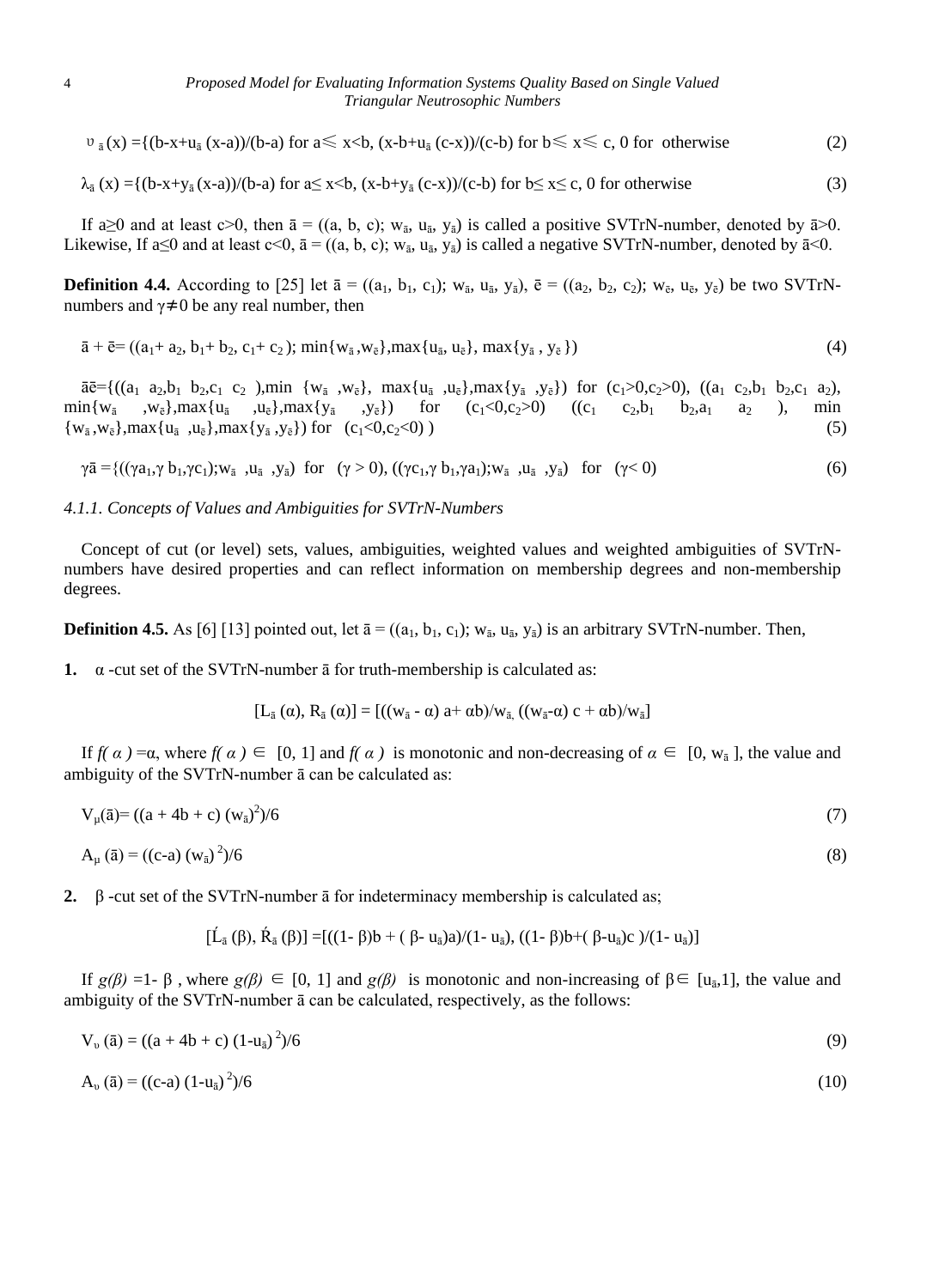$$\upsilon_{\bar{a}}(x) = \{(b-x+u_{\bar{a}}(x-a))/(b-a) \text{ for } a \leqslant x<b,\ (x-b+u_{\bar{a}}(c-x))/(c-b) \text{ for } b \leqslant x \leqslant c,\ 0 \text{ for otherwise} \tag{2}$$

$$\lambda_{\bar{a}}(x) = \{(b-x+y_{\bar{a}}(x-a))/(b-a) \text{ for } a\leq x<b,\ (x-b+y_{\bar{a}}(c-x))/(c-b) \text{ for } b\leq x\leq c,\ 0 \text{ for otherwise} \tag{3}$$

If $a \geq 0$ and at least $c>0$, then $\bar{a} = ((a, b, c); w_{\bar{a}}, u_{\bar{a}}, y_{\bar{a}})$ is called a positive SVTrN-number, denoted by $\bar{a}>0$. Likewise, If $a\leq 0$ and at least $c<0$, $\bar{a} = ((a, b, c); w_{\bar{a}}, u_{\bar{a}}, y_{\bar{a}})$ is called a negative SVTrN-number, denoted by $\bar{a}<0$.

**Definition 4.4.** According to [25] let $\bar{a} = ((a_1, b_1, c_1); w_{\bar{a}}, u_{\bar{a}}, y_{\bar{a}})$, $\bar{e} = ((a_2, b_2, c_2); w_{\bar{e}}, u_{\bar{e}}, y_{\bar{e}})$ be two SVTrN-numbers and $\gamma\neq 0$ be any real number, then

$$\bar{a} + \bar{e} = ((a_1+ a_2, b_1+ b_2, c_1+ c_2); \min\{w_{\bar{a}}, w_{\bar{e}}\}, \max\{u_{\bar{a}}, u_{\bar{e}}\}, \max\{y_{\bar{a}}, y_{\bar{e}}\}) \tag{4}$$

$$\bar{a}\bar{e} = \{((a_1 a_2, b_1 b_2, c_1 c_2), \min\{w_{\bar{a}}, w_{\bar{e}}\}, \max\{u_{\bar{a}}, u_{\bar{e}}\}, \max\{y_{\bar{a}}, y_{\bar{e}}\}) \text{ for } (c_1>0, c_2>0),\ ((a_1 c_2, b_1 b_2, c_1 a_2), \min\{w_{\bar{a}}, w_{\bar{e}}\}, \max\{u_{\bar{a}}, u_{\bar{e}}\}, \max\{y_{\bar{a}}, y_{\bar{e}}\}) \text{ for } (c_1<0, c_2>0)\ ((c_1 c_2, b_1 b_2, a_1 a_2), \min\{w_{\bar{a}}, w_{\bar{e}}\}, \max\{u_{\bar{a}}, u_{\bar{e}}\}, \max\{y_{\bar{a}}, y_{\bar{e}}\}) \text{ for } (c_1<0, c_2<0)) \tag{5}$$

$$\gamma\bar{a} = \{((\gamma a_1, \gamma b_1, \gamma c_1); w_{\bar{a}}, u_{\bar{a}}, y_{\bar{a}}) \text{ for } (\gamma > 0),\ ((\gamma c_1, \gamma b_1, \gamma a_1); w_{\bar{a}}, u_{\bar{a}}, y_{\bar{a}}) \text{ for } (\gamma < 0) \tag{6}$$

*4.1.1. Concepts of Values and Ambiguities for SVTrN-Numbers*

Concept of cut (or level) sets, values, ambiguities, weighted values and weighted ambiguities of SVTrN-numbers have desired properties and can reflect information on membership degrees and non-membership degrees.

**Definition 4.5.** As [6] [13] pointed out, let $\bar{a} = ((a_1, b_1, c_1); w_{\bar{a}}, u_{\bar{a}}, y_{\bar{a}})$ is an arbitrary SVTrN-number. Then,

**1.** $\alpha$ -cut set of the SVTrN-number $\bar{a}$ for truth-membership is calculated as:

$$[L_{\bar{a}}(\alpha), R_{\bar{a}}(\alpha)] = [((w_{\bar{a}} - \alpha) a + \alpha b)/w_{\bar{a}}, ((w_{\bar{a}} - \alpha) c + \alpha b)/w_{\bar{a}}]$$

If $f(\alpha) = \alpha$, where $f(\alpha) \in [0, 1]$ and $f(\alpha)$ is monotonic and non-decreasing of $\alpha \in [0, w_{\bar{a}}]$, the value and ambiguity of the SVTrN-number $\bar{a}$ can be calculated as:

$$V_{\mu}(\bar{a}) = ((a + 4b + c)(w_{\bar{a}})^2)/6 \tag{7}$$

$$A_{\mu}(\bar{a}) = ((c-a)(w_{\bar{a}})^2)/6 \tag{8}$$

**2.** $\beta$ -cut set of the SVTrN-number $\bar{a}$ for indeterminacy membership is calculated as;

$$[\acute{L}_{\bar{a}}(\beta), \acute{R}_{\bar{a}}(\beta)] = [((1-\beta)b + (\beta - u_{\bar{a}})a)/(1-u_{\bar{a}}), ((1-\beta)b + (\beta - u_{\bar{a}})c)/(1-u_{\bar{a}})]$$

If $g(\beta) = 1-\beta$, where $g(\beta) \in [0, 1]$ and $g(\beta)$ is monotonic and non-increasing of $\beta \in [u_{\bar{a}}, 1]$, the value and ambiguity of the SVTrN-number $\bar{a}$ can be calculated, respectively, as the follows:

$$V_{\upsilon}(\bar{a}) = ((a + 4b + c)(1-u_{\bar{a}})^2)/6 \tag{9}$$

$$A_{\upsilon}(\bar{a}) = ((c-a)(1-u_{\bar{a}})^2)/6 \tag{10}$$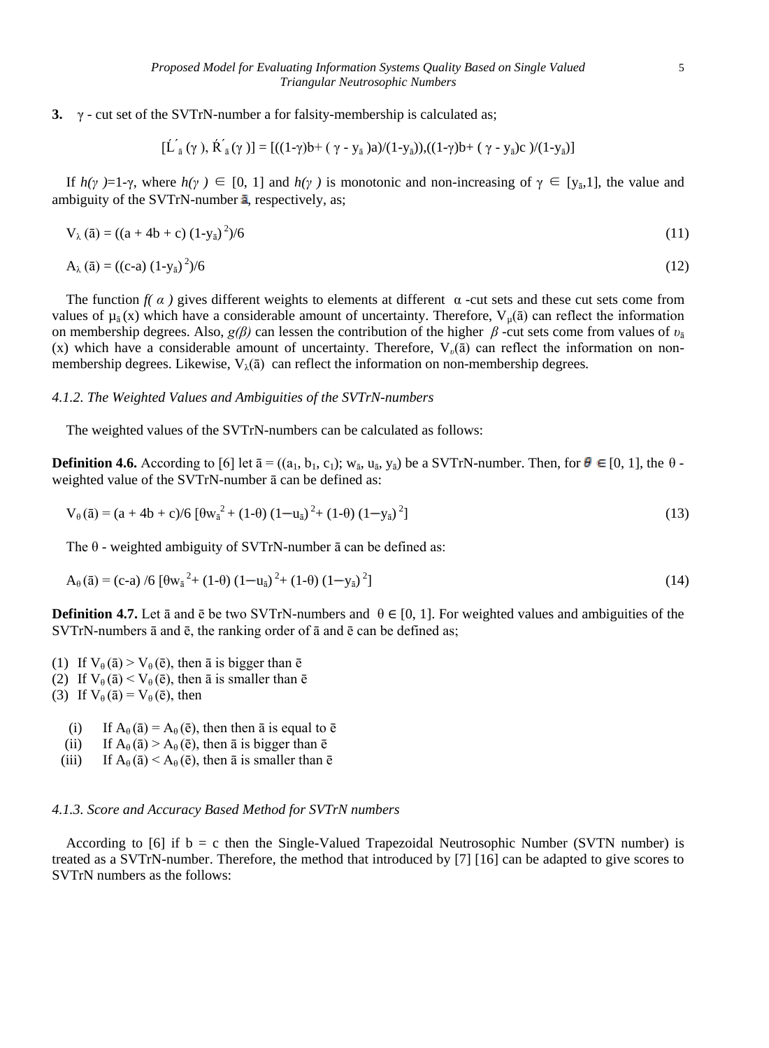**3.** γ - cut set of the SVTrN-number a for falsity-membership is calculated as;

$$[\acute{L}'_{\bar{a}}(\gamma), \acute{R}'_{\bar{a}}(\gamma)] = [((1-\gamma)b + (\gamma - y_{\bar{a}})a)/(1-y_{\bar{a}})), ((1-\gamma)b + (\gamma - y_{\bar{a}})c)/(1-y_{\bar{a}})]$$

If $h(\gamma) = 1-\gamma$, where $h(\gamma) \in [0, 1]$ and $h(\gamma)$ is monotonic and non-increasing of $\gamma \in [y_{\bar{a}}, 1]$, the value and ambiguity of the SVTrN-number $\bar{a}$, respectively, as;

$$V_{\lambda}(\bar{a}) = ((a + 4b + c)(1-y_{\bar{a}})^2)/6 \tag{11}$$

$$A_{\lambda}(\bar{a}) = ((c-a)(1-y_{\bar{a}})^2)/6 \tag{12}$$

The function $f(\alpha)$ gives different weights to elements at different α -cut sets and these cut sets come from values of $\mu_{\bar{a}}(x)$ which have a considerable amount of uncertainty. Therefore, $V_{\mu}(\bar{a})$ can reflect the information on membership degrees. Also, $g(\beta)$ can lessen the contribution of the higher $\beta$ -cut sets come from values of $\upsilon_{\bar{a}}(x)$ which have a considerable amount of uncertainty. Therefore, $V_{\upsilon}(\bar{a})$ can reflect the information on non-membership degrees. Likewise, $V_{\lambda}(\bar{a})$ can reflect the information on non-membership degrees.

#### *4.1.2. The Weighted Values and Ambiguities of the SVTrN-numbers*

The weighted values of the SVTrN-numbers can be calculated as follows:

**Definition 4.6.** According to [6] let $\bar{a} = ((a_1, b_1, c_1); w_{\bar{a}}, u_{\bar{a}}, y_{\bar{a}})$ be a SVTrN-number. Then, for $\theta \in [0, 1]$, the θ - weighted value of the SVTrN-number ā can be defined as:

$$V_{\theta}(\bar{a}) = (a + 4b + c)/6\,[\theta w_{\bar{a}}^2 + (1-\theta)(1-u_{\bar{a}})^2 + (1-\theta)(1-y_{\bar{a}})^2] \tag{13}$$

The θ - weighted ambiguity of SVTrN-number ā can be defined as:

$$A_{\theta}(\bar{a}) = (c-a)/6\,[\theta w_{\bar{a}}^2 + (1-\theta)(1-u_{\bar{a}})^2 + (1-\theta)(1-y_{\bar{a}})^2] \tag{14}$$

**Definition 4.7.** Let ā and ē be two SVTrN-numbers and $\theta \in [0, 1]$. For weighted values and ambiguities of the SVTrN-numbers ā and ē, the ranking order of ā and ē can be defined as;

(1) If $V_{\theta}(\bar{a}) > V_{\theta}(\bar{e})$, then ā is bigger than ē
(2) If $V_{\theta}(\bar{a}) < V_{\theta}(\bar{e})$, then ā is smaller than ē
(3) If $V_{\theta}(\bar{a}) = V_{\theta}(\bar{e})$, then

 (i) If $A_{\theta}(\bar{a}) = A_{\theta}(\bar{e})$, then then ā is equal to ē
 (ii) If $A_{\theta}(\bar{a}) > A_{\theta}(\bar{e})$, then ā is bigger than ē
 (iii) If $A_{\theta}(\bar{a}) < A_{\theta}(\bar{e})$, then ā is smaller than ē

#### *4.1.3. Score and Accuracy Based Method for SVTrN numbers*

According to [6] if b = c then the Single-Valued Trapezoidal Neutrosophic Number (SVTN number) is treated as a SVTrN-number. Therefore, the method that introduced by [7] [16] can be adapted to give scores to SVTrN numbers as the follows: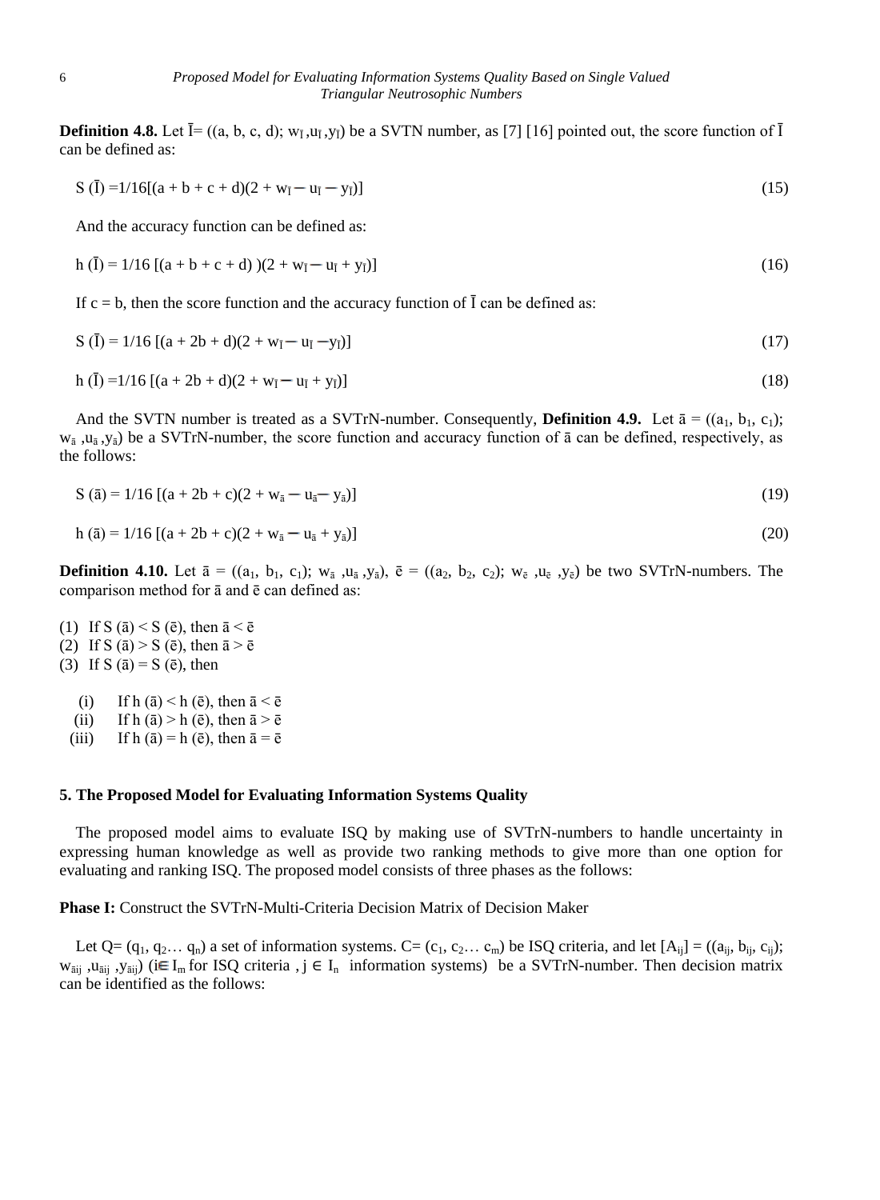**Definition 4.8.** Let $\bar{I}$= ((a, b, c, d); $w_{\bar{I}}$ ,$u_{\bar{I}}$ ,$y_{\bar{I}}$) be a SVTN number, as [7] [16] pointed out, the score function of $\bar{I}$ can be defined as:

$$S(\bar{I}) = 1/16[(a + b + c + d)(2 + w_{\bar{I}} - u_{\bar{I}} - y_{\bar{I}})] \tag{15}$$

And the accuracy function can be defined as:

$$h(\bar{I}) = 1/16\,[(a + b + c + d))(2 + w_{\bar{I}} - u_{\bar{I}} + y_{\bar{I}})] \tag{16}$$

If c = b, then the score function and the accuracy function of $\bar{I}$ can be defined as:

$$S(\bar{I}) = 1/16\,[(a + 2b + d)(2 + w_{\bar{I}} - u_{\bar{I}} - y_{\bar{I}})] \tag{17}$$

$$h(\bar{I}) = 1/16\,[(a + 2b + d)(2 + w_{\bar{I}} - u_{\bar{I}} + y_{\bar{I}})] \tag{18}$$

And the SVTN number is treated as a SVTrN-number. Consequently, **Definition 4.9.** Let ā = (($a_1$, $b_1$, $c_1$); $w_{ā}$ ,$u_{ā}$ ,$y_{ā}$) be a SVTrN-number, the score function and accuracy function of ā can be defined, respectively, as the follows:

$$S(ā) = 1/16\,[(a + 2b + c)(2 + w_{ā} - u_{ā} - y_{ā})] \tag{19}$$

$$h(ā) = 1/16\,[(a + 2b + c)(2 + w_{ā} - u_{ā} + y_{ā})] \tag{20}$$

**Definition 4.10.** Let ā = (($a_1$, $b_1$, $c_1$); $w_{ā}$ ,$u_{ā}$ ,$y_{ā}$), ē = (($a_2$, $b_2$, $c_2$); $w_{ē}$ ,$u_{ē}$ ,$y_{ē}$) be two SVTrN-numbers. The comparison method for ā and ē can defined as:

(1) If S (ā) < S (ē), then ā < ē
(2) If S (ā) > S (ē), then ā > ē
(3) If S (ā) = S (ē), then

   (i) If h (ā) < h (ē), then ā < ē
   (ii) If h (ā) > h (ē), then ā > ē
   (iii) If h (ā) = h (ē), then ā = ē

## 5. The Proposed Model for Evaluating Information Systems Quality

The proposed model aims to evaluate ISQ by making use of SVTrN-numbers to handle uncertainty in expressing human knowledge as well as provide two ranking methods to give more than one option for evaluating and ranking ISQ. The proposed model consists of three phases as the follows:

**Phase I:** Construct the SVTrN-Multi-Criteria Decision Matrix of Decision Maker

Let Q= ($q_1$, $q_2$… $q_n$) a set of information systems. C= ($c_1$, $c_2$… $c_m$) be ISQ criteria, and let [$A_{ij}$] = (($a_{ij}$, $b_{ij}$, $c_{ij}$); $w_{ā_{ij}}$ ,$u_{ā_{ij}}$ ,$y_{ā_{ij}}$) (i∈ $I_m$ for ISQ criteria , j ∈ $I_n$ information systems) be a SVTrN-number. Then decision matrix can be identified as the follows: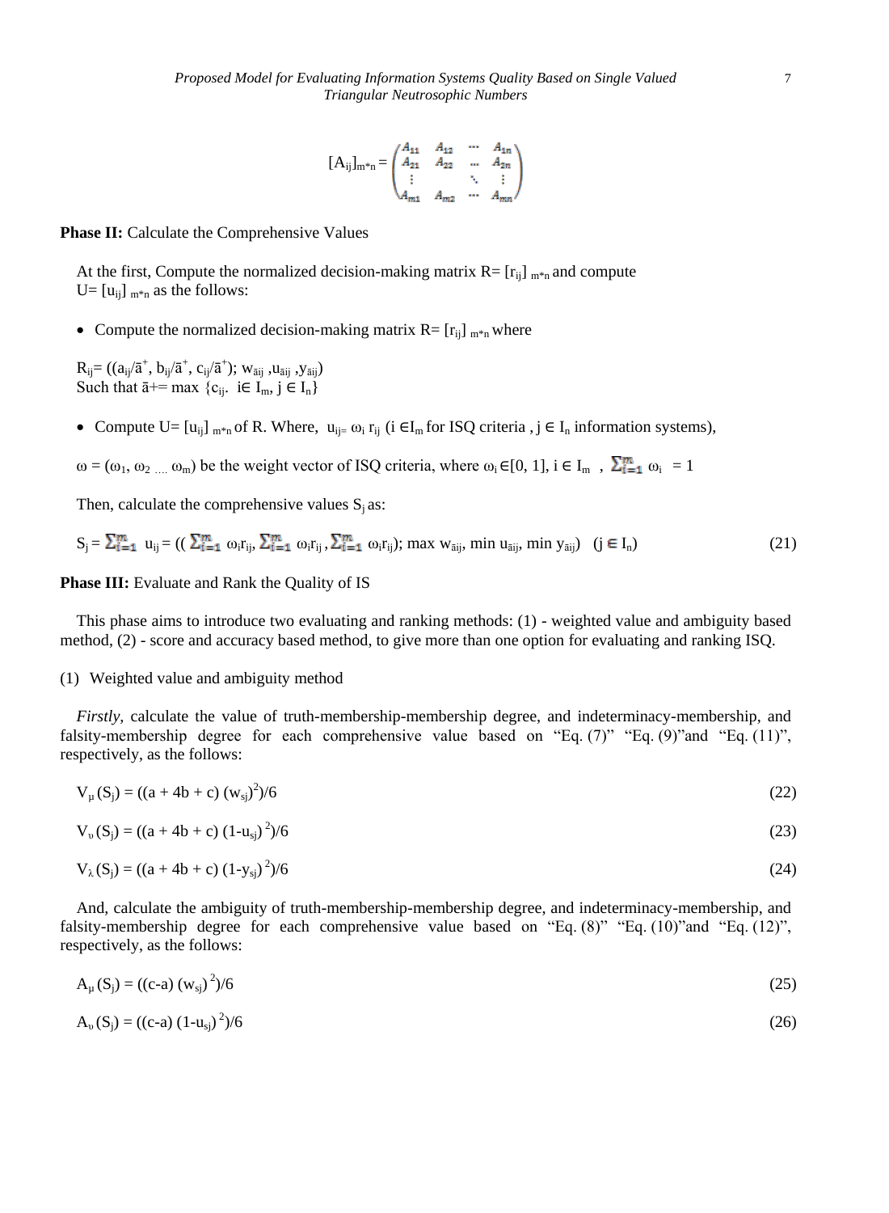$$[A_{ij}]_{m*n} = \begin{pmatrix} A_{11} & A_{12} & \cdots & A_{1n} \\ A_{21} & A_{22} & \cdots & A_{2n} \\ \vdots & & \ddots & \vdots \\ A_{m1} & A_{m2} & \cdots & A_{mn} \end{pmatrix}$$

**Phase II:** Calculate the Comprehensive Values

At the first, Compute the normalized decision-making matrix $R= [r_{ij}]_{m*n}$ and compute $U= [u_{ij}]_{m*n}$ as the follows:

- Compute the normalized decision-making matrix $R= [r_{ij}]_{m*n}$ where

$R_{ij}= ((a_{ij}/\bar{a}^{+}, b_{ij}/\bar{a}^{+}, c_{ij}/\bar{a}^{+}); w_{\bar{a}ij}, u_{\bar{a}ij}, y_{\bar{a}ij})$
Such that $\bar{a}^{+}= \max \{c_{ij}.\ i\in I_m, j \in I_n\}$

- Compute $U= [u_{ij}]_{m*n}$ of R. Where, $u_{ij}= \omega_i\, r_{ij}$ ($i \in I_m$ for ISQ criteria , $j \in I_n$ information systems),

$\omega = (\omega_1, \omega_2 \ldots \omega_m)$ be the weight vector of ISQ criteria, where $\omega_i \in[0, 1]$, $i \in I_m$ , $\sum_{i=1}^{m} \omega_i = 1$

Then, calculate the comprehensive values $S_j$ as:

$$S_j = \sum_{i=1}^{m} u_{ij} = \left( \left( \sum_{i=1}^{m} \omega_i r_{ij}, \sum_{i=1}^{m} \omega_i r_{ij}, \sum_{i=1}^{m} \omega_i r_{ij} \right); \max w_{\bar{a}ij}, \min u_{\bar{a}ij}, \min y_{\bar{a}ij} \right) \quad (j \in I_n) \tag{21}$$

**Phase III:** Evaluate and Rank the Quality of IS

This phase aims to introduce two evaluating and ranking methods: (1) - weighted value and ambiguity based method, (2) - score and accuracy based method, to give more than one option for evaluating and ranking ISQ.

(1) Weighted value and ambiguity method

*Firstly,* calculate the value of truth-membership-membership degree, and indeterminacy-membership, and falsity-membership degree for each comprehensive value based on "Eq. (7)" "Eq. (9)"and "Eq. (11)", respectively, as the follows:

$$V_{\mu}(S_j) = ((a + 4b + c)\,(w_{sj})^2)/6 \tag{22}$$

$$V_{\upsilon}(S_j) = ((a + 4b + c)\,(1\text{-}u_{sj})^2)/6 \tag{23}$$

$$V_{\lambda}(S_j) = ((a + 4b + c)\,(1\text{-}y_{sj})^2)/6 \tag{24}$$

And, calculate the ambiguity of truth-membership-membership degree, and indeterminacy-membership, and falsity-membership degree for each comprehensive value based on "Eq. (8)" "Eq. (10)"and "Eq. (12)", respectively, as the follows:

$$A_{\mu}(S_j) = ((c\text{-}a)\,(w_{sj})^2)/6 \tag{25}$$

$$A_{\upsilon}(S_j) = ((c\text{-}a)\,(1\text{-}u_{sj})^2)/6 \tag{26}$$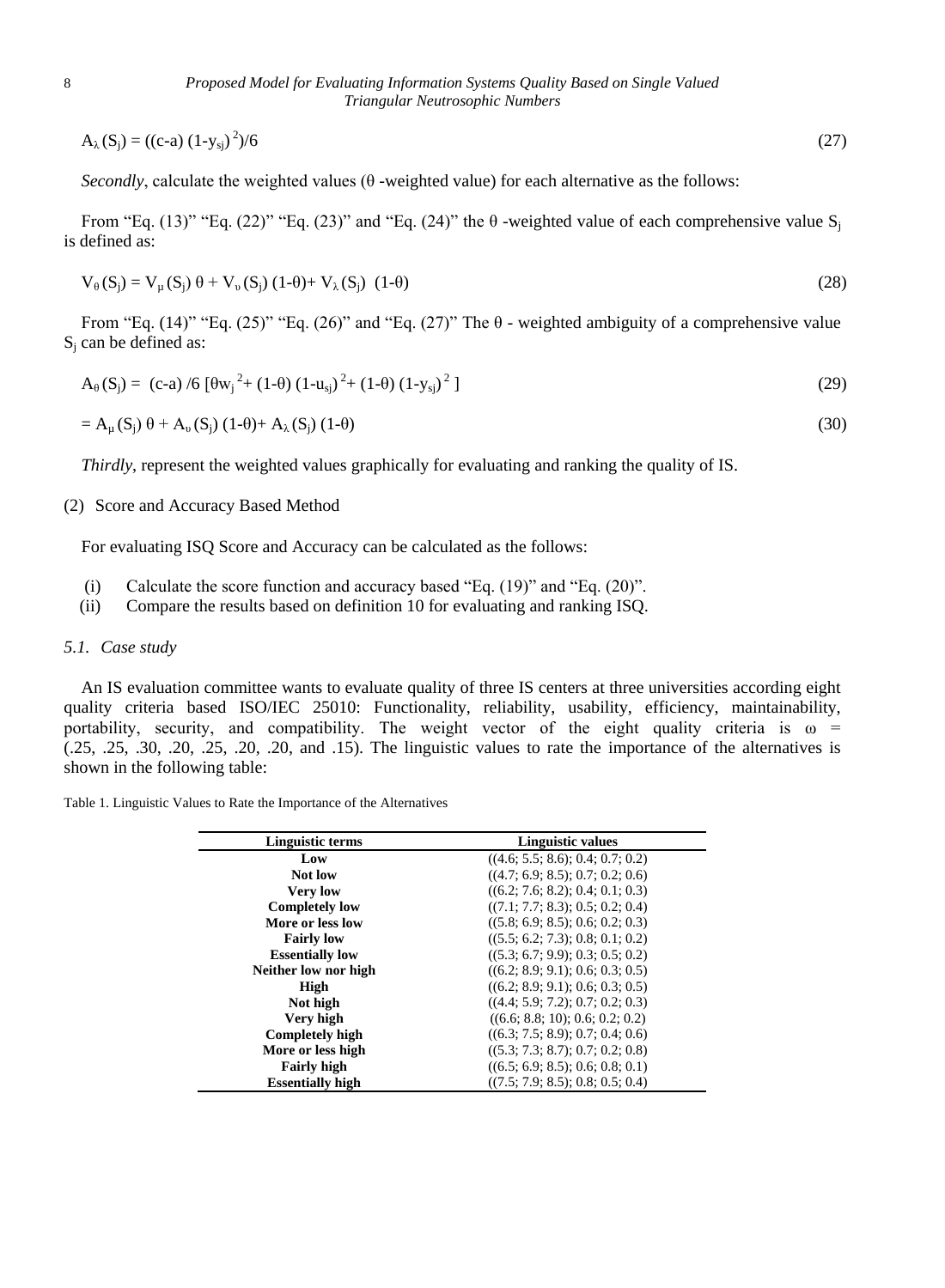$$A_{\lambda}(S_j) = ((c-a)(1-y_{sj})^2)/6 \quad (27)$$

*Secondly*, calculate the weighted values (θ -weighted value) for each alternative as the follows:

From "Eq. (13)" "Eq. (22)" "Eq. (23)" and "Eq. (24)" the θ -weighted value of each comprehensive value $S_j$ is defined as:

$$V_{\theta}(S_j) = V_{\mu}(S_j)\,\theta + V_{\upsilon}(S_j)(1-\theta) + V_{\lambda}(S_j)\,(1-\theta) \quad (28)$$

From "Eq. (14)" "Eq. (25)" "Eq. (26)" and "Eq. (27)" The θ - weighted ambiguity of a comprehensive value $S_j$ can be defined as:

$$A_{\theta}(S_j) = (c-a)/6\,[\theta w_j^{\,2} + (1-\theta)(1-u_{sj})^2 + (1-\theta)(1-y_{sj})^2] \quad (29)$$

$$= A_{\mu}(S_j)\,\theta + A_{\upsilon}(S_j)(1-\theta) + A_{\lambda}(S_j)(1-\theta) \quad (30)$$

*Thirdly*, represent the weighted values graphically for evaluating and ranking the quality of IS.

(2) Score and Accuracy Based Method

For evaluating ISQ Score and Accuracy can be calculated as the follows:

(i) Calculate the score function and accuracy based "Eq. (19)" and "Eq. (20)".

(ii) Compare the results based on definition 10 for evaluating and ranking ISQ.

### *5.1. Case study*

An IS evaluation committee wants to evaluate quality of three IS centers at three universities according eight quality criteria based ISO/IEC 25010: Functionality, reliability, usability, efficiency, maintainability, portability, security, and compatibility. The weight vector of the eight quality criteria is ω = (.25, .25, .30, .20, .25, .20, .20, and .15). The linguistic values to rate the importance of the alternatives is shown in the following table:

Table 1. Linguistic Values to Rate the Importance of the Alternatives

| Linguistic terms | Linguistic values |
|---|---|
| **Low** | ((4.6; 5.5; 8.6); 0.4; 0.7; 0.2) |
| **Not low** | ((4.7; 6.9; 8.5); 0.7; 0.2; 0.6) |
| **Very low** | ((6.2; 7.6; 8.2); 0.4; 0.1; 0.3) |
| **Completely low** | ((7.1; 7.7; 8.3); 0.5; 0.2; 0.4) |
| **More or less low** | ((5.8; 6.9; 8.5); 0.6; 0.2; 0.3) |
| **Fairly low** | ((5.5; 6.2; 7.3); 0.8; 0.1; 0.2) |
| **Essentially low** | ((5.3; 6.7; 9.9); 0.3; 0.5; 0.2) |
| **Neither low nor high** | ((6.2; 8.9; 9.1); 0.6; 0.3; 0.5) |
| **High** | ((6.2; 8.9; 9.1); 0.6; 0.3; 0.5) |
| **Not high** | ((4.4; 5.9; 7.2); 0.7; 0.2; 0.3) |
| **Very high** | ((6.6; 8.8; 10); 0.6; 0.2; 0.2) |
| **Completely high** | ((6.3; 7.5; 8.9); 0.7; 0.4; 0.6) |
| **More or less high** | ((5.3; 7.3; 8.7); 0.7; 0.2; 0.8) |
| **Fairly high** | ((6.5; 6.9; 8.5); 0.6; 0.8; 0.1) |
| **Essentially high** | ((7.5; 7.9; 8.5); 0.8; 0.5; 0.4) |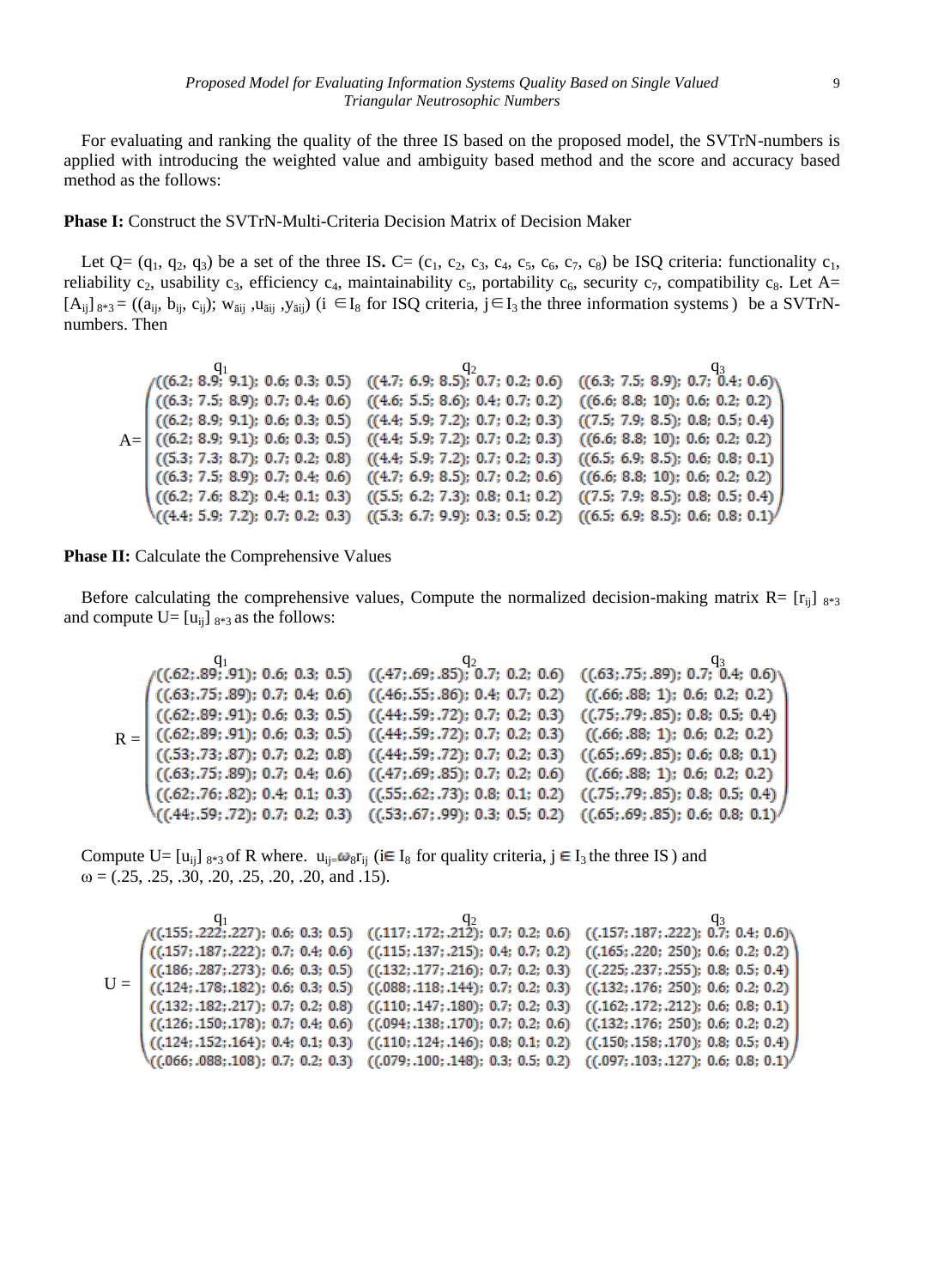For evaluating and ranking the quality of the three IS based on the proposed model, the SVTrN-numbers is applied with introducing the weighted value and ambiguity based method and the score and accuracy based method as the follows:

**Phase I:** Construct the SVTrN-Multi-Criteria Decision Matrix of Decision Maker

Let Q= ($q_1$, $q_2$, $q_3$) be a set of the three IS**.** C= ($c_1$, $c_2$, $c_3$, $c_4$, $c_5$, $c_6$, $c_7$, $c_8$) be ISQ criteria: functionality $c_1$, reliability $c_2$, usability $c_3$, efficiency $c_4$, maintainability $c_5$, portability $c_6$, security $c_7$, compatibility $c_8$. Let A= $[A_{ij}]_{8*3}$ = (($a_{ij}$, $b_{ij}$, $c_{ij}$); $w_{\bar{a}ij}$ ,$u_{\bar{a}ij}$ ,$y_{\bar{a}ij}$) ($i \in I_8$ for ISQ criteria, $j \in I_3$ the three information systems) be a SVTrN-numbers. Then

$$
A=\begin{pmatrix}
\overset{q_1}{((6.2;\,8.9;\,9.1);\,0.6;\,0.3;\,0.5)} & \overset{q_2}{((4.7;\,6.9;\,8.5);\,0.7;\,0.2;\,0.6)} & \overset{q_3}{((6.3;\,7.5;\,8.9);\,0.7;\,0.4;\,0.6)} \\
((6.3;\,7.5;\,8.9);\,0.7;\,0.4;\,0.6) & ((4.6;\,5.5;\,8.6);\,0.4;\,0.7;\,0.2) & ((6.6;\,8.8;\,10);\,0.6;\,0.2;\,0.2) \\
((6.2;\,8.9;\,9.1);\,0.6;\,0.3;\,0.5) & ((4.4;\,5.9;\,7.2);\,0.7;\,0.2;\,0.3) & ((7.5;\,7.9;\,8.5);\,0.8;\,0.5;\,0.4) \\
((6.2;\,8.9;\,9.1);\,0.6;\,0.3;\,0.5) & ((4.4;\,5.9;\,7.2);\,0.7;\,0.2;\,0.3) & ((6.6;\,8.8;\,10);\,0.6;\,0.2;\,0.2) \\
((5.3;\,7.3;\,8.7);\,0.7;\,0.2;\,0.8) & ((4.4;\,5.9;\,7.2);\,0.7;\,0.2;\,0.3) & ((6.5;\,6.9;\,8.5);\,0.6;\,0.8;\,0.1) \\
((6.3;\,7.5;\,8.9);\,0.7;\,0.4;\,0.6) & ((4.7;\,6.9;\,8.5);\,0.7;\,0.2;\,0.6) & ((6.6;\,8.8;\,10);\,0.6;\,0.2;\,0.2) \\
((6.2;\,7.6;\,8.2);\,0.4;\,0.1;\,0.3) & ((5.5;\,6.2;\,7.3);\,0.8;\,0.1;\,0.2) & ((7.5;\,7.9;\,8.5);\,0.8;\,0.5;\,0.4) \\
((4.4;\,5.9;\,7.2);\,0.7;\,0.2;\,0.3) & ((5.3;\,6.7;\,9.9);\,0.3;\,0.5;\,0.2) & ((6.5;\,6.9;\,8.5);\,0.6;\,0.8;\,0.1)
\end{pmatrix}
$$

**Phase II:** Calculate the Comprehensive Values

Before calculating the comprehensive values, Compute the normalized decision-making matrix R= $[r_{ij}]_{8*3}$ and compute U= $[u_{ij}]_{8*3}$ as the follows:

$$
R=\begin{pmatrix}
\overset{q_1}{((.62;.89;.91);\,0.6;\,0.3;\,0.5)} & \overset{q_2}{((.47;.69;.85);\,0.7;\,0.2;\,0.6)} & \overset{q_3}{((.63;.75;.89);\,0.7;\,0.4;\,0.6)} \\
((.63;.75;.89);\,0.7;\,0.4;\,0.6) & ((.46;.55;.86);\,0.4;\,0.7;\,0.2) & ((.66;.88;\,1);\,0.6;\,0.2;\,0.2) \\
((.62;.89;.91);\,0.6;\,0.3;\,0.5) & ((.44;.59;.72);\,0.7;\,0.2;\,0.3) & ((.75;.79;.85);\,0.8;\,0.5;\,0.4) \\
((.62;.89;.91);\,0.6;\,0.3;\,0.5) & ((.44;.59;.72);\,0.7;\,0.2;\,0.3) & ((.66;.88;\,1);\,0.6;\,0.2;\,0.2) \\
((.53;.73;.87);\,0.7;\,0.2;\,0.8) & ((.44;.59;.72);\,0.7;\,0.2;\,0.3) & ((.65;.69;.85);\,0.6;\,0.8;\,0.1) \\
((.63;.75;.89);\,0.7;\,0.4;\,0.6) & ((.47;.69;.85);\,0.7;\,0.2;\,0.6) & ((.66;.88;\,1);\,0.6;\,0.2;\,0.2) \\
((.62;.76;.82);\,0.4;\,0.1;\,0.3) & ((.55;.62;.73);\,0.8;\,0.1;\,0.2) & ((.75;.79;.85);\,0.8;\,0.5;\,0.4) \\
((.44;.59;.72);\,0.7;\,0.2;\,0.3) & ((.53;.67;.99);\,0.3;\,0.5;\,0.2) & ((.65;.69;.85);\,0.6;\,0.8;\,0.1)
\end{pmatrix}
$$

Compute U= $[u_{ij}]_{8*3}$ of R where. $u_{ij}=\omega_8 r_{ij}$ ($i \in I_8$ for quality criteria, $j \in I_3$ the three IS) and $\omega$ = (.25, .25, .30, .20, .25, .20, .20, and .15).

$$
U=\begin{pmatrix}
\overset{q_1}{((.155;.222;.227);\,0.6;\,0.3;\,0.5)} & \overset{q_2}{((.117;.172;.212);\,0.7;\,0.2;\,0.6)} & \overset{q_3}{((.157;.187;.222);\,0.7;\,0.4;\,0.6)} \\
((.157;.187;.222);\,0.7;\,0.4;\,0.6) & ((.115;.137;.215);\,0.4;\,0.7;\,0.2) & ((.165;.220;\,250);\,0.6;\,0.2;\,0.2) \\
((.186;.287;.273);\,0.6;\,0.3;\,0.5) & ((.132;.177;.216);\,0.7;\,0.2;\,0.3) & ((.225;.237;.255);\,0.8;\,0.5;\,0.4) \\
((.124;.178;.182);\,0.6;\,0.3;\,0.5) & ((.088;.118;.144);\,0.7;\,0.2;\,0.3) & ((.132;.176;\,250);\,0.6;\,0.2;\,0.2) \\
((.132;.182;.217);\,0.7;\,0.2;\,0.8) & ((.110;.147;.180);\,0.7;\,0.2;\,0.3) & ((.162;.172;.212);\,0.6;\,0.8;\,0.1) \\
((.126;.150;.178);\,0.7;\,0.4;\,0.6) & ((.094;.138;.170);\,0.7;\,0.2;\,0.6) & ((.132;.176;\,250);\,0.6;\,0.2;\,0.2) \\
((.124;.152;.164);\,0.4;\,0.1;\,0.3) & ((.110;.124;.146);\,0.8;\,0.1;\,0.2) & ((.150;.158;.170);\,0.8;\,0.5;\,0.4) \\
((.066;.088;.108);\,0.7;\,0.2;\,0.3) & ((.079;.100;.148);\,0.3;\,0.5;\,0.2) & ((.097;.103;.127);\,0.6;\,0.8;\,0.1)
\end{pmatrix}
$$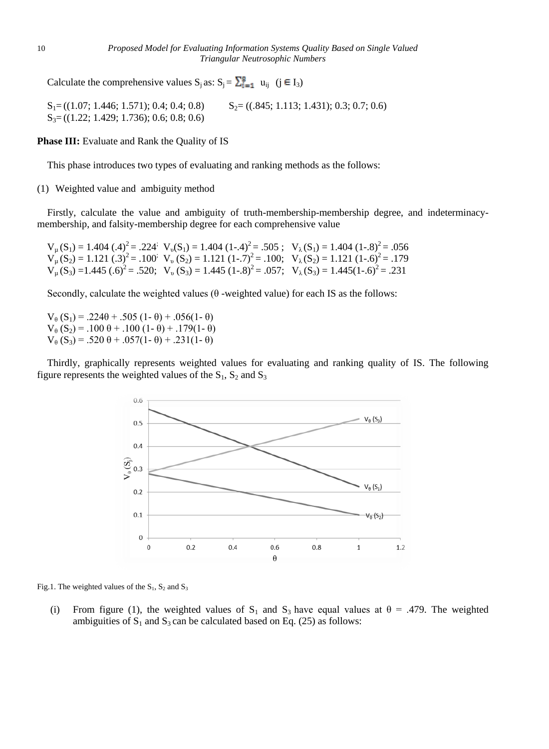Calculate the comprehensive values $S_j$ as: $S_j = \sum_{i=1}^{8} u_{ij}$ $(j \in I_3)$

$S_1$= ((1.07; 1.446; 1.571); 0.4; 0.4; 0.8) $S_2$= ((.845; 1.113; 1.431); 0.3; 0.7; 0.6)
$S_3$= ((1.22; 1.429; 1.736); 0.6; 0.8; 0.6)

**Phase III:** Evaluate and Rank the Quality of IS

This phase introduces two types of evaluating and ranking methods as the follows:

(1) Weighted value and ambiguity method

Firstly, calculate the value and ambiguity of truth-membership-membership degree, and indeterminacy-membership, and falsity-membership degree for each comprehensive value

$V_{\mu}(S_1) = 1.404\,(.4)^2 = .224$; $V_{\upsilon}(S_1) = 1.404\,(1\text{-}.4)^2 = .505$ ; $V_{\lambda}(S_1) = 1.404\,(1\text{-}.8)^2 = .056$
$V_{\mu}(S_2) = 1.121\,(.3)^2 = .100$; $V_{\upsilon}(S_2) = 1.121\,(1\text{-}.7)^2 = .100$; $V_{\lambda}(S_2) = 1.121\,(1\text{-}.6)^2 = .179$
$V_{\mu}(S_3) = 1.445\,(.6)^2 = .520$; $V_{\upsilon}(S_3) = 1.445\,(1\text{-}.8)^2 = .057$; $V_{\lambda}(S_3) = 1.445(1\text{-}.6)^2 = .231$

Secondly, calculate the weighted values (θ -weighted value) for each IS as the follows:

$V_{\theta}(S_1) = .224\theta + .505\,(1\text{-}\,\theta) + .056(1\text{-}\,\theta)$
$V_{\theta}(S_2) = .100\,\theta + .100\,(1\text{-}\,\theta) + .179(1\text{-}\,\theta)$
$V_{\theta}(S_3) = .520\,\theta + .057(1\text{-}\,\theta) + .231(1\text{-}\,\theta)$

Thirdly, graphically represents weighted values for evaluating and ranking quality of IS. The following figure represents the weighted values of the $S_1$, $S_2$ and $S_3$

Fig.1. The weighted values of the $S_1$, $S_2$ and $S_3$

(i) From figure (1), the weighted values of $S_1$ and $S_3$ have equal values at θ = .479. The weighted ambiguities of $S_1$ and $S_3$ can be calculated based on Eq. (25) as follows: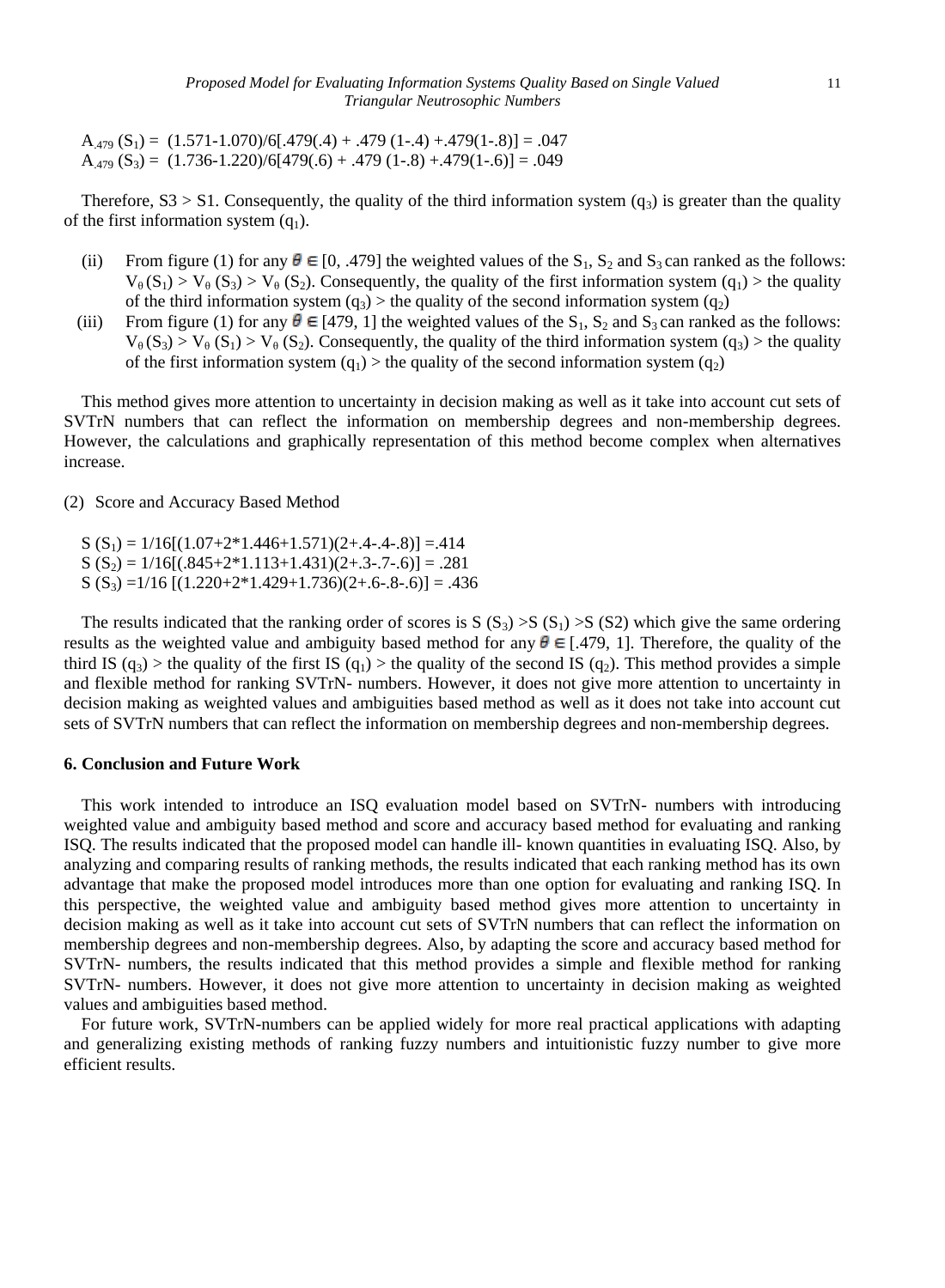$A_{.479}(S_1) = (1.571\text{-}1.070)/6[.479(.4) + .479(1\text{-}.4) + .479(1\text{-}.8)] = .047$
$A_{.479}(S_3) = (1.736\text{-}1.220)/6[479(.6) + .479(1\text{-}.8) + .479(1\text{-}.6)] = .049$

Therefore, S3 > S1. Consequently, the quality of the third information system ($q_3$) is greater than the quality of the first information system ($q_1$).

(ii) From figure (1) for any $\theta \in [0, .479]$ the weighted values of the $S_1$, $S_2$ and $S_3$ can ranked as the follows: $V_\theta(S_1) > V_\theta(S_3) > V_\theta(S_2)$. Consequently, the quality of the first information system ($q_1$) > the quality of the third information system ($q_3$) > the quality of the second information system ($q_2$)

(iii) From figure (1) for any $\theta \in [479, 1]$ the weighted values of the $S_1$, $S_2$ and $S_3$ can ranked as the follows: $V_\theta(S_3) > V_\theta(S_1) > V_\theta(S_2)$. Consequently, the quality of the third information system ($q_3$) > the quality of the first information system ($q_1$) > the quality of the second information system ($q_2$)

This method gives more attention to uncertainty in decision making as well as it take into account cut sets of SVTrN numbers that can reflect the information on membership degrees and non-membership degrees. However, the calculations and graphically representation of this method become complex when alternatives increase.

(2) Score and Accuracy Based Method

$S(S_1) = 1/16[(1.07+2*1.446+1.571)(2+.4\text{-}.4\text{-}.8)] = .414$
$S(S_2) = 1/16[(.845+2*1.113+1.431)(2+.3\text{-}.7\text{-}.6)] = .281$
$S(S_3) = 1/16[(1.220+2*1.429+1.736)(2+.6\text{-}.8\text{-}.6)] = .436$

The results indicated that the ranking order of scores is $S(S_3) > S(S_1) > S(S2)$ which give the same ordering results as the weighted value and ambiguity based method for any $\theta \in [.479, 1]$. Therefore, the quality of the third IS ($q_3$) > the quality of the first IS ($q_1$) > the quality of the second IS ($q_2$). This method provides a simple and flexible method for ranking SVTrN- numbers. However, it does not give more attention to uncertainty in decision making as weighted values and ambiguities based method as well as it does not take into account cut sets of SVTrN numbers that can reflect the information on membership degrees and non-membership degrees.

## 6. Conclusion and Future Work

This work intended to introduce an ISQ evaluation model based on SVTrN- numbers with introducing weighted value and ambiguity based method and score and accuracy based method for evaluating and ranking ISQ. The results indicated that the proposed model can handle ill- known quantities in evaluating ISQ. Also, by analyzing and comparing results of ranking methods, the results indicated that each ranking method has its own advantage that make the proposed model introduces more than one option for evaluating and ranking ISQ. In this perspective, the weighted value and ambiguity based method gives more attention to uncertainty in decision making as well as it take into account cut sets of SVTrN numbers that can reflect the information on membership degrees and non-membership degrees. Also, by adapting the score and accuracy based method for SVTrN- numbers, the results indicated that this method provides a simple and flexible method for ranking SVTrN- numbers. However, it does not give more attention to uncertainty in decision making as weighted values and ambiguities based method.

For future work, SVTrN-numbers can be applied widely for more real practical applications with adapting and generalizing existing methods of ranking fuzzy numbers and intuitionistic fuzzy number to give more efficient results.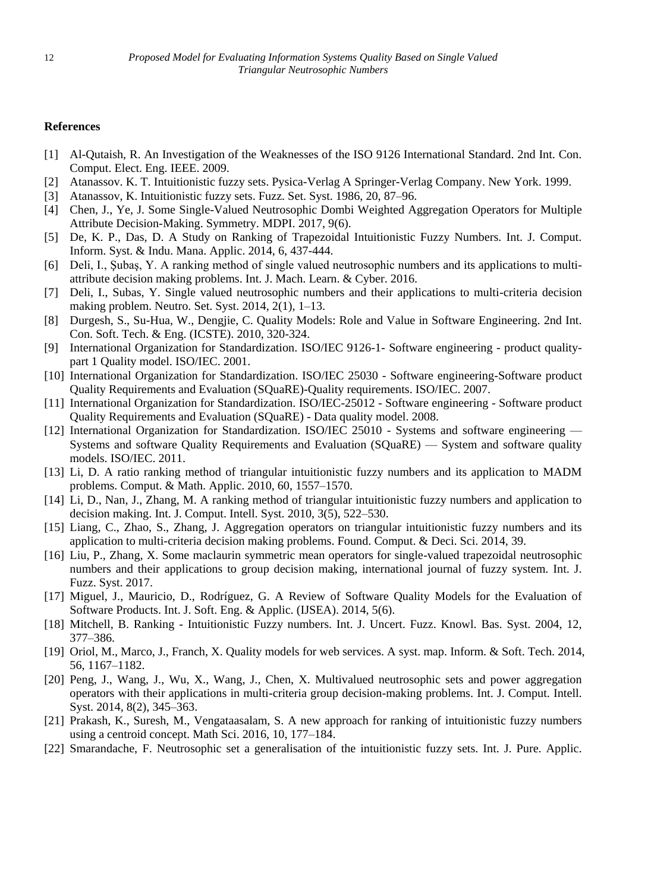## References

[1] Al-Qutaish, R. An Investigation of the Weaknesses of the ISO 9126 International Standard. 2nd Int. Con. Comput. Elect. Eng. IEEE. 2009.

[2] Atanassov. K. T. Intuitionistic fuzzy sets. Pysica-Verlag A Springer-Verlag Company. New York. 1999.

[3] Atanassov, K. Intuitionistic fuzzy sets. Fuzz. Set. Syst. 1986, 20, 87–96.

[4] Chen, J., Ye, J. Some Single-Valued Neutrosophic Dombi Weighted Aggregation Operators for Multiple Attribute Decision-Making. Symmetry. MDPI. 2017, 9(6).

[5] De, K. P., Das, D. A Study on Ranking of Trapezoidal Intuitionistic Fuzzy Numbers. Int. J. Comput. Inform. Syst. & Indu. Mana. Applic. 2014, 6, 437-444.

[6] Deli, I., Şubaş, Y. A ranking method of single valued neutrosophic numbers and its applications to multi-attribute decision making problems. Int. J. Mach. Learn. & Cyber. 2016.

[7] Deli, I., Subas, Y. Single valued neutrosophic numbers and their applications to multi-criteria decision making problem. Neutro. Set. Syst. 2014, 2(1), 1–13.

[8] Durgesh, S., Su-Hua, W., Dengjie, C. Quality Models: Role and Value in Software Engineering. 2nd Int. Con. Soft. Tech. & Eng. (ICSTE). 2010, 320-324.

[9] International Organization for Standardization. ISO/IEC 9126-1- Software engineering - product quality-part 1 Quality model. ISO/IEC. 2001.

[10] International Organization for Standardization. ISO/IEC 25030 - Software engineering-Software product Quality Requirements and Evaluation (SQuaRE)-Quality requirements. ISO/IEC. 2007.

[11] International Organization for Standardization. ISO/IEC-25012 - Software engineering - Software product Quality Requirements and Evaluation (SQuaRE) - Data quality model. 2008.

[12] International Organization for Standardization. ISO/IEC 25010 - Systems and software engineering — Systems and software Quality Requirements and Evaluation (SQuaRE) — System and software quality models. ISO/IEC. 2011.

[13] Li, D. A ratio ranking method of triangular intuitionistic fuzzy numbers and its application to MADM problems. Comput. & Math. Applic. 2010, 60, 1557–1570.

[14] Li, D., Nan, J., Zhang, M. A ranking method of triangular intuitionistic fuzzy numbers and application to decision making. Int. J. Comput. Intell. Syst. 2010, 3(5), 522–530.

[15] Liang, C., Zhao, S., Zhang, J. Aggregation operators on triangular intuitionistic fuzzy numbers and its application to multi-criteria decision making problems. Found. Comput. & Deci. Sci. 2014, 39.

[16] Liu, P., Zhang, X. Some maclaurin symmetric mean operators for single-valued trapezoidal neutrosophic numbers and their applications to group decision making, international journal of fuzzy system. Int. J. Fuzz. Syst. 2017.

[17] Miguel, J., Mauricio, D., Rodríguez, G. A Review of Software Quality Models for the Evaluation of Software Products. Int. J. Soft. Eng. & Applic. (IJSEA). 2014, 5(6).

[18] Mitchell, B. Ranking - Intuitionistic Fuzzy numbers. Int. J. Uncert. Fuzz. Knowl. Bas. Syst. 2004, 12, 377–386.

[19] Oriol, M., Marco, J., Franch, X. Quality models for web services. A syst. map. Inform. & Soft. Tech. 2014, 56, 1167–1182.

[20] Peng, J., Wang, J., Wu, X., Wang, J., Chen, X. Multivalued neutrosophic sets and power aggregation operators with their applications in multi-criteria group decision-making problems. Int. J. Comput. Intell. Syst. 2014, 8(2), 345–363.

[21] Prakash, K., Suresh, M., Vengataasalam, S. A new approach for ranking of intuitionistic fuzzy numbers using a centroid concept. Math Sci. 2016, 10, 177–184.

[22] Smarandache, F. Neutrosophic set a generalisation of the intuitionistic fuzzy sets. Int. J. Pure. Applic.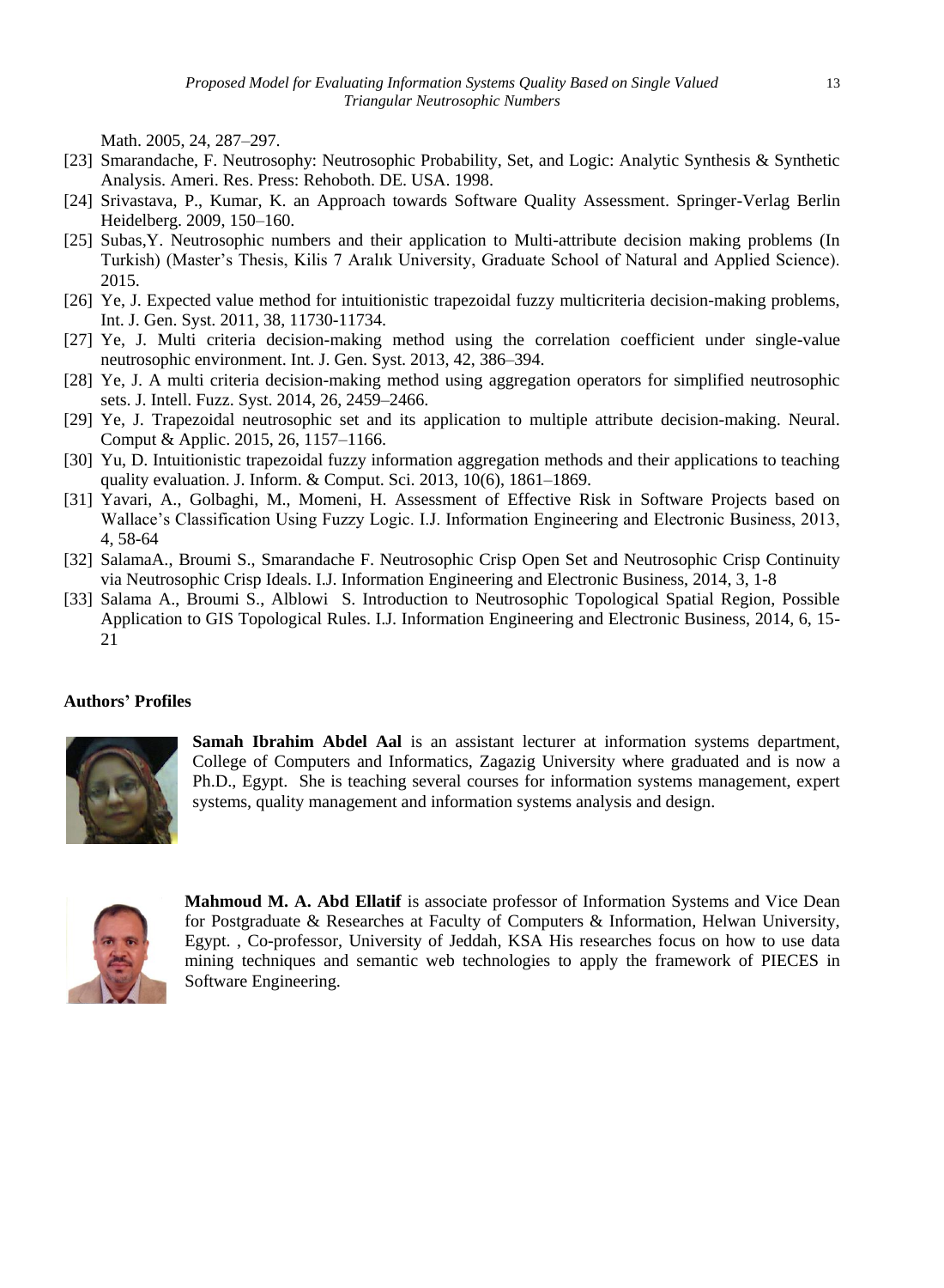Math. 2005, 24, 287–297.

[23] Smarandache, F. Neutrosophy: Neutrosophic Probability, Set, and Logic: Analytic Synthesis & Synthetic Analysis. Ameri. Res. Press: Rehoboth. DE. USA. 1998.

[24] Srivastava, P., Kumar, K. an Approach towards Software Quality Assessment. Springer-Verlag Berlin Heidelberg. 2009, 150–160.

[25] Subas,Y. Neutrosophic numbers and their application to Multi-attribute decision making problems (In Turkish) (Master's Thesis, Kilis 7 Aralık University, Graduate School of Natural and Applied Science). 2015.

[26] Ye, J. Expected value method for intuitionistic trapezoidal fuzzy multicriteria decision-making problems, Int. J. Gen. Syst. 2011, 38, 11730-11734.

[27] Ye, J. Multi criteria decision-making method using the correlation coefficient under single-value neutrosophic environment. Int. J. Gen. Syst. 2013, 42, 386–394.

[28] Ye, J. A multi criteria decision-making method using aggregation operators for simplified neutrosophic sets. J. Intell. Fuzz. Syst. 2014, 26, 2459–2466.

[29] Ye, J. Trapezoidal neutrosophic set and its application to multiple attribute decision-making. Neural. Comput & Applic. 2015, 26, 1157–1166.

[30] Yu, D. Intuitionistic trapezoidal fuzzy information aggregation methods and their applications to teaching quality evaluation. J. Inform. & Comput. Sci. 2013, 10(6), 1861–1869.

[31] Yavari, A., Golbaghi, M., Momeni, H. Assessment of Effective Risk in Software Projects based on Wallace's Classification Using Fuzzy Logic. I.J. Information Engineering and Electronic Business, 2013, 4, 58-64

[32] SalamaA., Broumi S., Smarandache F. Neutrosophic Crisp Open Set and Neutrosophic Crisp Continuity via Neutrosophic Crisp Ideals. I.J. Information Engineering and Electronic Business, 2014, 3, 1-8

[33] Salama A., Broumi S., Alblowi S. Introduction to Neutrosophic Topological Spatial Region, Possible Application to GIS Topological Rules. I.J. Information Engineering and Electronic Business, 2014, 6, 15-21

**Authors' Profiles**

**Samah Ibrahim Abdel Aal** is an assistant lecturer at information systems department, College of Computers and Informatics, Zagazig University where graduated and is now a Ph.D., Egypt. She is teaching several courses for information systems management, expert systems, quality management and information systems analysis and design.

**Mahmoud M. A. Abd Ellatif** is associate professor of Information Systems and Vice Dean for Postgraduate & Researches at Faculty of Computers & Information, Helwan University, Egypt. , Co-professor, University of Jeddah, KSA His researches focus on how to use data mining techniques and semantic web technologies to apply the framework of PIECES in Software Engineering.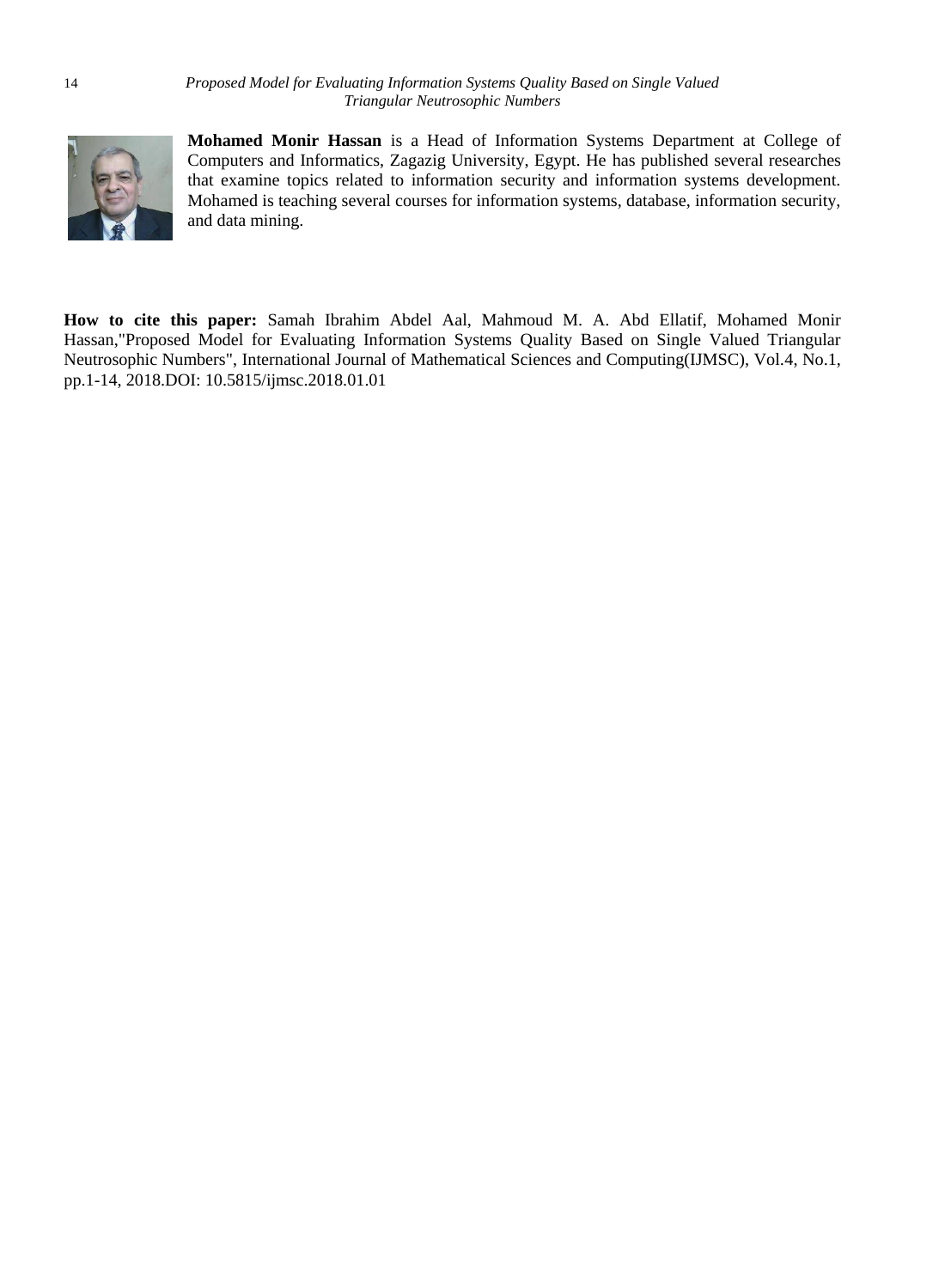**Mohamed Monir Hassan** is a Head of Information Systems Department at College of Computers and Informatics, Zagazig University, Egypt. He has published several researches that examine topics related to information security and information systems development. Mohamed is teaching several courses for information systems, database, information security, and data mining.

**How to cite this paper:** Samah Ibrahim Abdel Aal, Mahmoud M. A. Abd Ellatif, Mohamed Monir Hassan,"Proposed Model for Evaluating Information Systems Quality Based on Single Valued Triangular Neutrosophic Numbers", International Journal of Mathematical Sciences and Computing(IJMSC), Vol.4, No.1, pp.1-14, 2018.DOI: 10.5815/ijmsc.2018.01.01